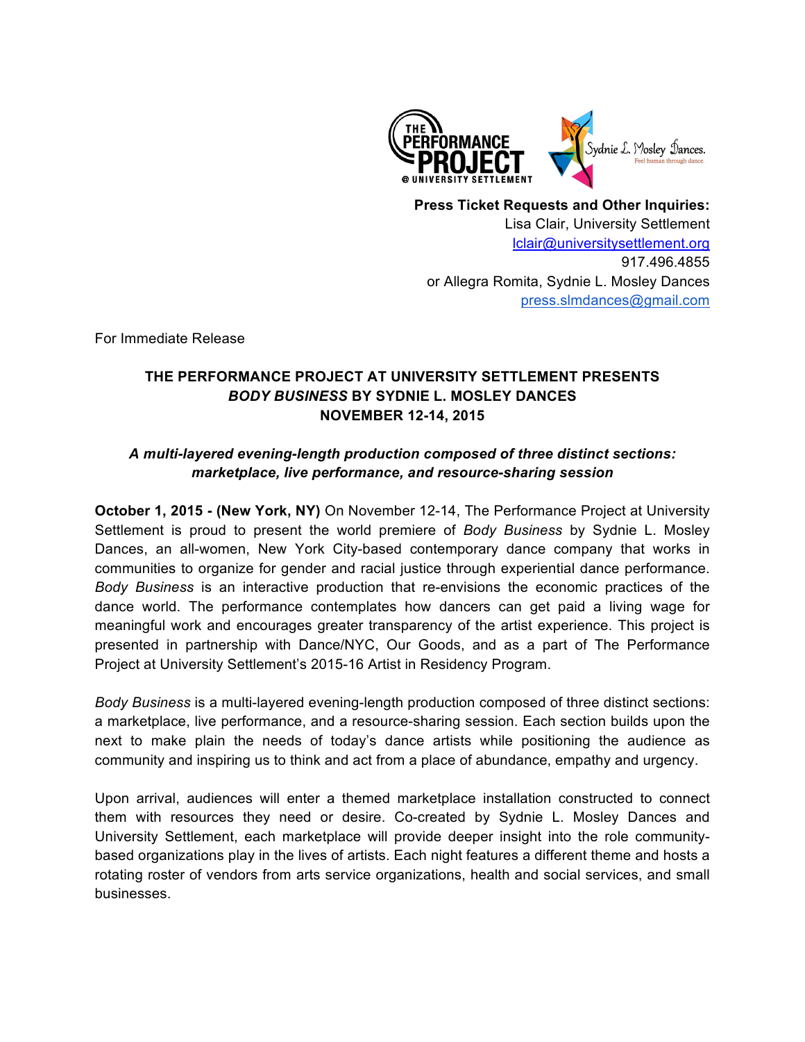**Press Ticket Requests and Other Inquiries:**
Lisa Clair, University Settlement
lclair@universitysettlement.org
917.496.4855
or Allegra Romita, Sydnie L. Mosley Dances
press.slmdances@gmail.com

For Immediate Release

# THE PERFORMANCE PROJECT AT UNIVERSITY SETTLEMENT PRESENTS *BODY BUSINESS* BY SYDNIE L. MOSLEY DANCES NOVEMBER 12-14, 2015

***A multi-layered evening-length production composed of three distinct sections: marketplace, live performance, and resource-sharing session***

**October 1, 2015 - (New York, NY)** On November 12-14, The Performance Project at University Settlement is proud to present the world premiere of *Body Business* by Sydnie L. Mosley Dances, an all-women, New York City-based contemporary dance company that works in communities to organize for gender and racial justice through experiential dance performance. *Body Business* is an interactive production that re-envisions the economic practices of the dance world. The performance contemplates how dancers can get paid a living wage for meaningful work and encourages greater transparency of the artist experience. This project is presented in partnership with Dance/NYC, Our Goods, and as a part of The Performance Project at University Settlement's 2015-16 Artist in Residency Program.

*Body Business* is a multi-layered evening-length production composed of three distinct sections: a marketplace, live performance, and a resource-sharing session. Each section builds upon the next to make plain the needs of today's dance artists while positioning the audience as community and inspiring us to think and act from a place of abundance, empathy and urgency.

Upon arrival, audiences will enter a themed marketplace installation constructed to connect them with resources they need or desire. Co-created by Sydnie L. Mosley Dances and University Settlement, each marketplace will provide deeper insight into the role community-based organizations play in the lives of artists. Each night features a different theme and hosts a rotating roster of vendors from arts service organizations, health and social services, and small businesses.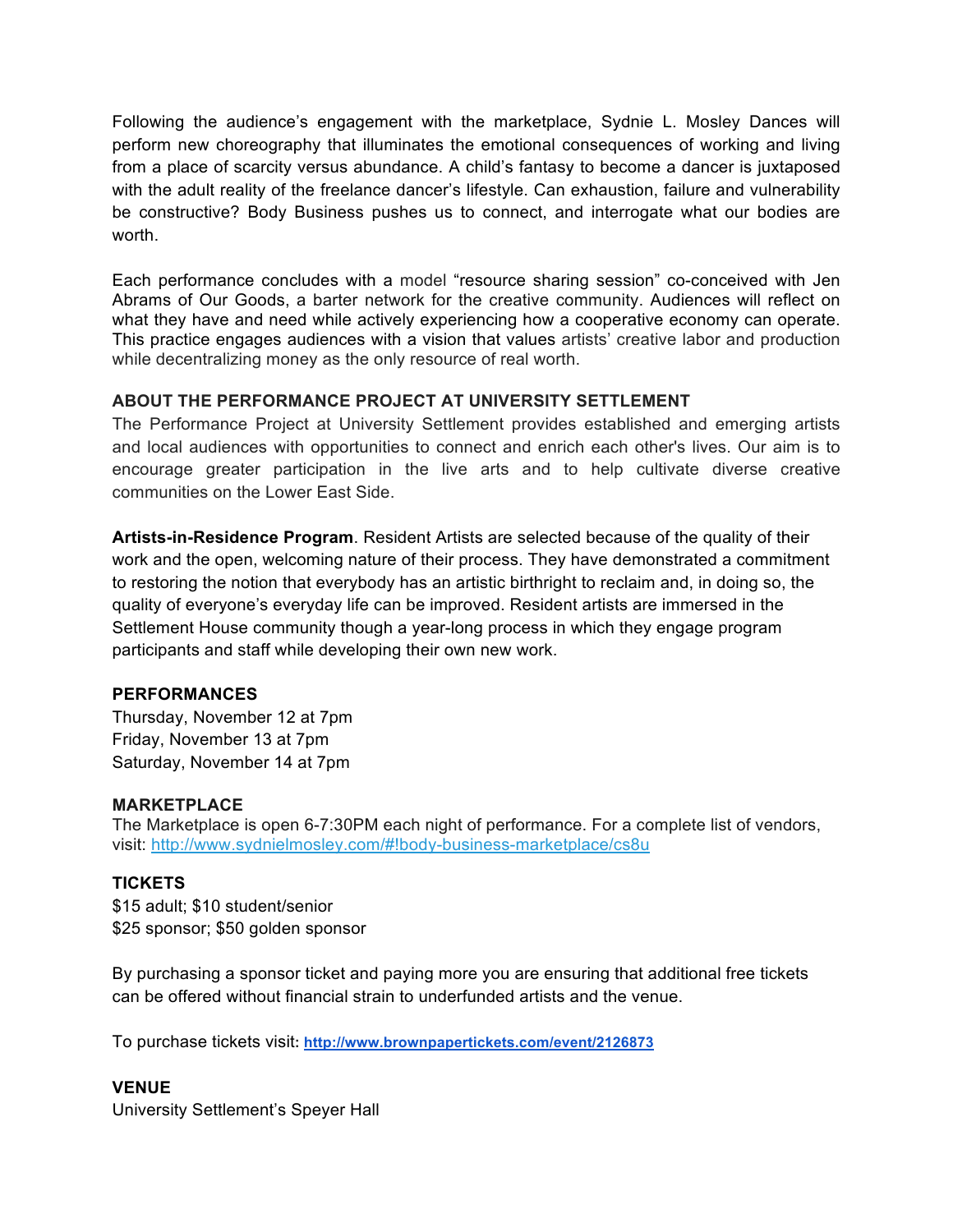Following the audience's engagement with the marketplace, Sydnie L. Mosley Dances will perform new choreography that illuminates the emotional consequences of working and living from a place of scarcity versus abundance. A child's fantasy to become a dancer is juxtaposed with the adult reality of the freelance dancer's lifestyle. Can exhaustion, failure and vulnerability be constructive? Body Business pushes us to connect, and interrogate what our bodies are worth.

Each performance concludes with a model "resource sharing session" co-conceived with Jen Abrams of Our Goods, a barter network for the creative community. Audiences will reflect on what they have and need while actively experiencing how a cooperative economy can operate. This practice engages audiences with a vision that values artists' creative labor and production while decentralizing money as the only resource of real worth.

**ABOUT THE PERFORMANCE PROJECT AT UNIVERSITY SETTLEMENT**

The Performance Project at University Settlement provides established and emerging artists and local audiences with opportunities to connect and enrich each other's lives. Our aim is to encourage greater participation in the live arts and to help cultivate diverse creative communities on the Lower East Side.

**Artists-in-Residence Program**. Resident Artists are selected because of the quality of their work and the open, welcoming nature of their process. They have demonstrated a commitment to restoring the notion that everybody has an artistic birthright to reclaim and, in doing so, the quality of everyone's everyday life can be improved. Resident artists are immersed in the Settlement House community though a year-long process in which they engage program participants and staff while developing their own new work.

**PERFORMANCES**

Thursday, November 12 at 7pm
Friday, November 13 at 7pm
Saturday, November 14 at 7pm

**MARKETPLACE**

The Marketplace is open 6-7:30PM each night of performance. For a complete list of vendors, visit: http://www.sydnielmosley.com/#!body-business-marketplace/cs8u

**TICKETS**

$15 adult; $10 student/senior
$25 sponsor; $50 golden sponsor

By purchasing a sponsor ticket and paying more you are ensuring that additional free tickets can be offered without financial strain to underfunded artists and the venue.

To purchase tickets visit: **http://www.brownpapertickets.com/event/2126873**

**VENUE**

University Settlement's Speyer Hall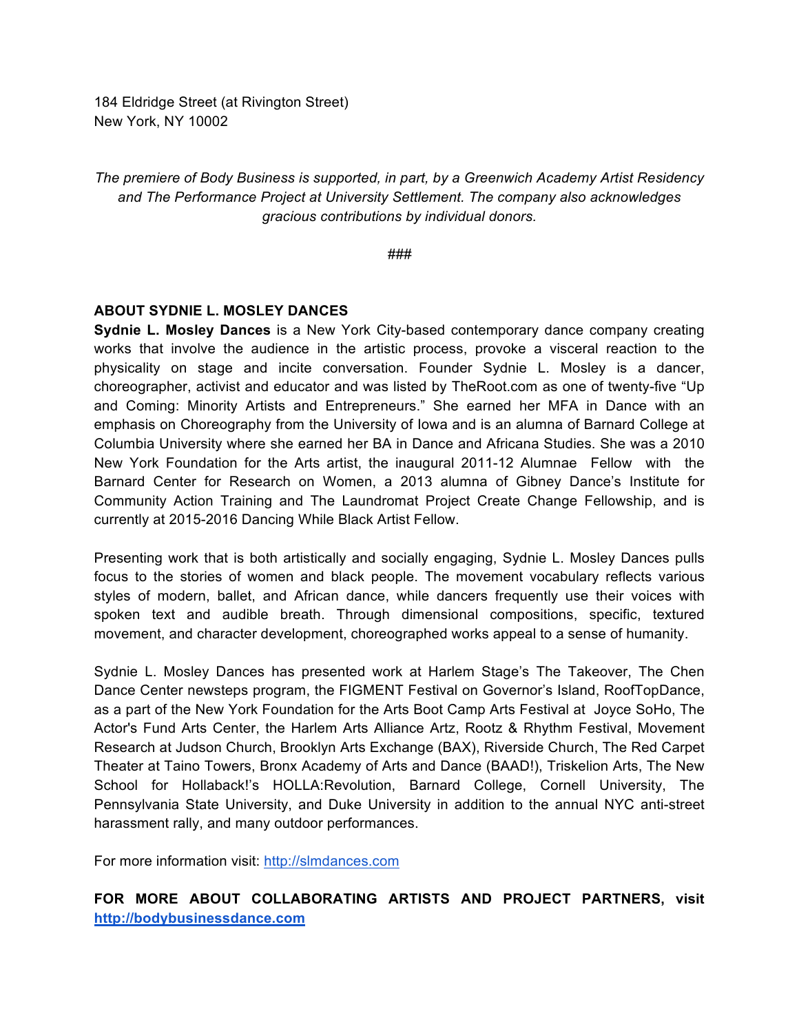184 Eldridge Street (at Rivington Street)
New York, NY 10002

*The premiere of Body Business is supported, in part, by a Greenwich Academy Artist Residency and The Performance Project at University Settlement. The company also acknowledges gracious contributions by individual donors.*

###

**ABOUT SYDNIE L. MOSLEY DANCES**

**Sydnie L. Mosley Dances** is a New York City-based contemporary dance company creating works that involve the audience in the artistic process, provoke a visceral reaction to the physicality on stage and incite conversation. Founder Sydnie L. Mosley is a dancer, choreographer, activist and educator and was listed by TheRoot.com as one of twenty-five "Up and Coming: Minority Artists and Entrepreneurs." She earned her MFA in Dance with an emphasis on Choreography from the University of Iowa and is an alumna of Barnard College at Columbia University where she earned her BA in Dance and Africana Studies. She was a 2010 New York Foundation for the Arts artist, the inaugural 2011-12 Alumnae Fellow with the Barnard Center for Research on Women, a 2013 alumna of Gibney Dance's Institute for Community Action Training and The Laundromat Project Create Change Fellowship, and is currently at 2015-2016 Dancing While Black Artist Fellow.

Presenting work that is both artistically and socially engaging, Sydnie L. Mosley Dances pulls focus to the stories of women and black people. The movement vocabulary reflects various styles of modern, ballet, and African dance, while dancers frequently use their voices with spoken text and audible breath. Through dimensional compositions, specific, textured movement, and character development, choreographed works appeal to a sense of humanity.

Sydnie L. Mosley Dances has presented work at Harlem Stage's The Takeover, The Chen Dance Center newsteps program, the FIGMENT Festival on Governor's Island, RoofTopDance, as a part of the New York Foundation for the Arts Boot Camp Arts Festival at Joyce SoHo, The Actor's Fund Arts Center, the Harlem Arts Alliance Artz, Rootz & Rhythm Festival, Movement Research at Judson Church, Brooklyn Arts Exchange (BAX), Riverside Church, The Red Carpet Theater at Taino Towers, Bronx Academy of Arts and Dance (BAAD!), Triskelion Arts, The New School for Hollaback!'s HOLLA:Revolution, Barnard College, Cornell University, The Pennsylvania State University, and Duke University in addition to the annual NYC anti-street harassment rally, and many outdoor performances.

For more information visit: http://slmdances.com

**FOR MORE ABOUT COLLABORATING ARTISTS AND PROJECT PARTNERS, visit http://bodybusinessdance.com**